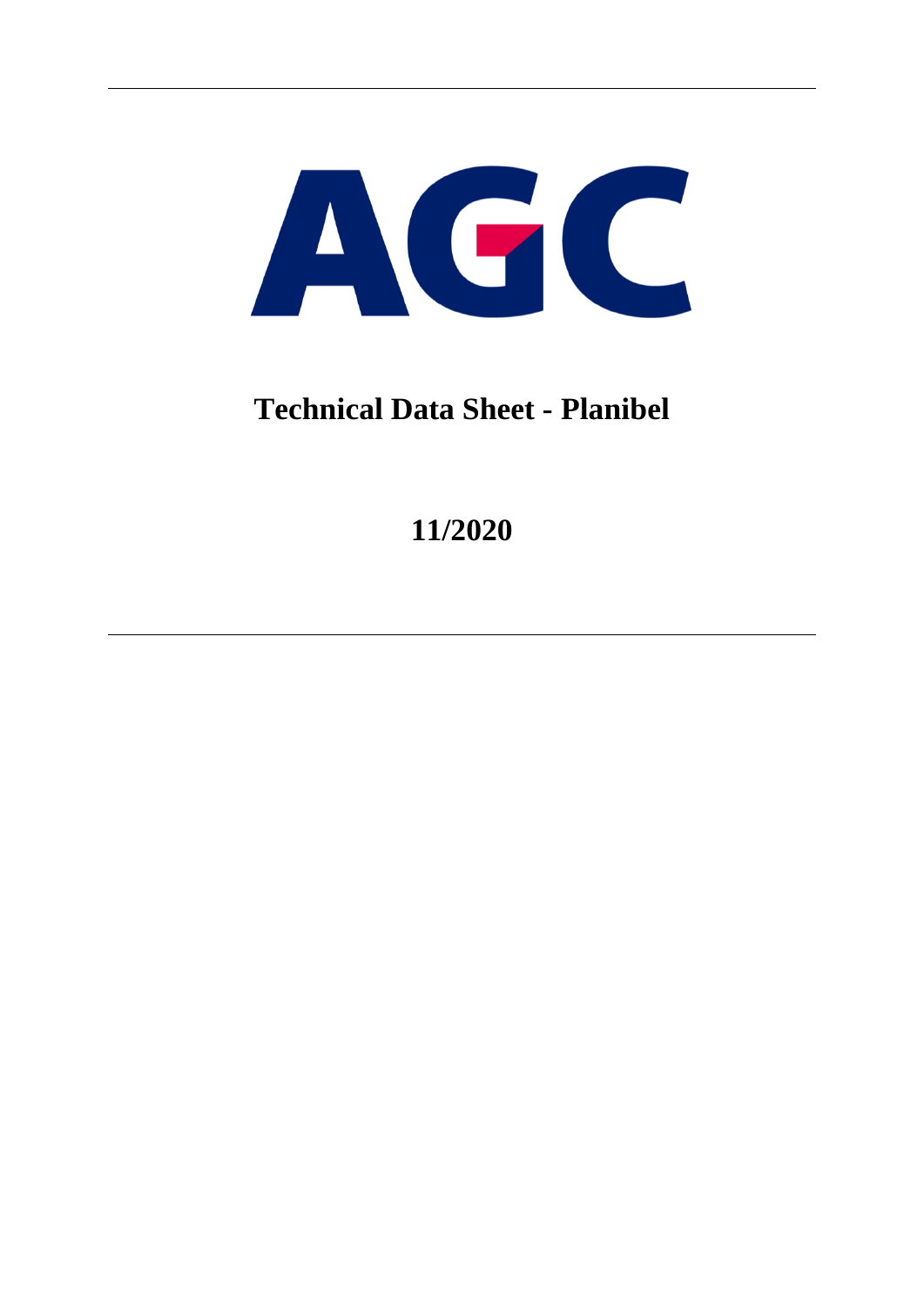AGC

# Technical Data Sheet - Planibel

## 11/2020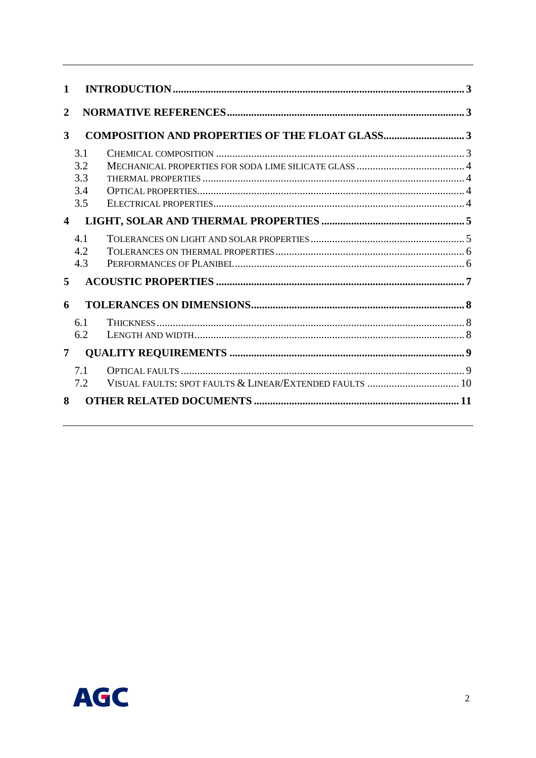1 **INTRODUCTION** ........................................................ 3

2 **NORMATIVE REFERENCES** ........................................ 3

3 **COMPOSITION AND PROPERTIES OF THE FLOAT GLASS** ........................ 3

- 3.1 CHEMICAL COMPOSITION ........................................ 3
- 3.2 MECHANICAL PROPERTIES FOR SODA LIME SILICATE GLASS ........................ 4
- 3.3 THERMAL PROPERTIES ........................................ 4
- 3.4 OPTICAL PROPERTIES ........................................ 4
- 3.5 ELECTRICAL PROPERTIES ........................................ 4

4 **LIGHT, SOLAR AND THERMAL PROPERTIES** ........................................ 5

- 4.1 TOLERANCES ON LIGHT AND SOLAR PROPERTIES ........................................ 5
- 4.2 TOLERANCES ON THERMAL PROPERTIES ........................................ 6
- 4.3 PERFORMANCES OF PLANIBEL ........................................ 6

5 **ACOUSTIC PROPERTIES** ........................................ 7

6 **TOLERANCES ON DIMENSIONS** ........................................ 8

- 6.1 THICKNESS ........................................ 8
- 6.2 LENGTH AND WIDTH ........................................ 8

7 **QUALITY REQUIREMENTS** ........................................ 9

- 7.1 OPTICAL FAULTS ........................................ 9
- 7.2 VISUAL FAULTS: SPOT FAULTS & LINEAR/EXTENDED FAULTS ........................................ 10

8 **OTHER RELATED DOCUMENTS** ........................................ 11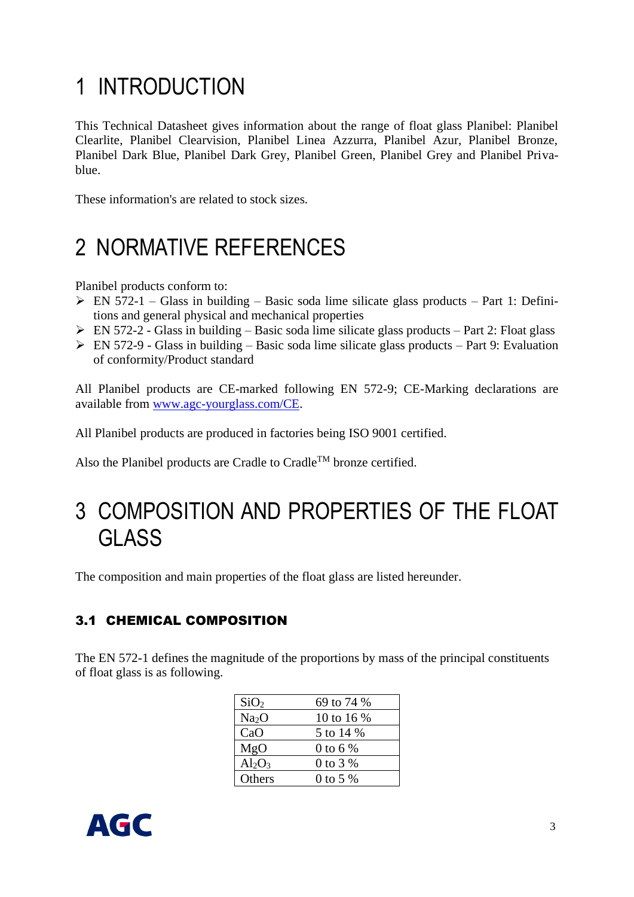# 1 INTRODUCTION

This Technical Datasheet gives information about the range of float glass Planibel: Planibel Clearlite, Planibel Clearvision, Planibel Linea Azzurra, Planibel Azur, Planibel Bronze, Planibel Dark Blue, Planibel Dark Grey, Planibel Green, Planibel Grey and Planibel Priva-blue.

These information's are related to stock sizes.

# 2 NORMATIVE REFERENCES

Planibel products conform to:

- EN 572-1 – Glass in building – Basic soda lime silicate glass products – Part 1: Definitions and general physical and mechanical properties
- EN 572-2 - Glass in building – Basic soda lime silicate glass products – Part 2: Float glass
- EN 572-9 - Glass in building – Basic soda lime silicate glass products – Part 9: Evaluation of conformity/Product standard

All Planibel products are CE-marked following EN 572-9; CE-Marking declarations are available from www.agc-yourglass.com/CE.

All Planibel products are produced in factories being ISO 9001 certified.

Also the Planibel products are Cradle to Cradle™ bronze certified.

# 3 COMPOSITION AND PROPERTIES OF THE FLOAT GLASS

The composition and main properties of the float glass are listed hereunder.

## 3.1 CHEMICAL COMPOSITION

The EN 572-1 defines the magnitude of the proportions by mass of the principal constituents of float glass is as following.

| | |
|---|---|
| $SiO_2$ | 69 to 74 % |
| $Na_2O$ | 10 to 16 % |
| $CaO$ | 5 to 14 % |
| $MgO$ | 0 to 6 % |
| $Al_2O_3$ | 0 to 3 % |
| Others | 0 to 5 % |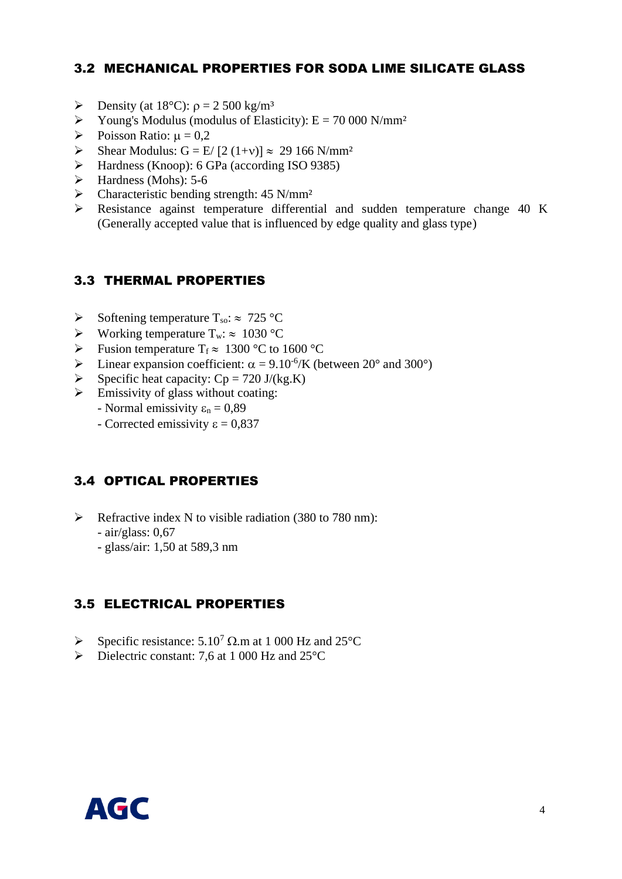## 3.2 MECHANICAL PROPERTIES FOR SODA LIME SILICATE GLASS

- Density (at 18°C): $\rho$ = 2 500 kg/m³
- Young's Modulus (modulus of Elasticity): E = 70 000 N/mm²
- Poisson Ratio: $\mu$ = 0,2
- Shear Modulus: $G = E / [2\,(1+\nu)] \approx$ 29 166 N/mm²
- Hardness (Knoop): 6 GPa (according ISO 9385)
- Hardness (Mohs): 5-6
- Characteristic bending strength: 45 N/mm²
- Resistance against temperature differential and sudden temperature change 40 K (Generally accepted value that is influenced by edge quality and glass type)

## 3.3 THERMAL PROPERTIES

- Softening temperature $T_{so}$: $\approx$ 725 °C
- Working temperature $T_w$: $\approx$ 1030 °C
- Fusion temperature $T_f \approx$ 1300 °C to 1600 °C
- Linear expansion coefficient: $\alpha = 9.10^{-6}$/K (between 20° and 300°)
- Specific heat capacity: Cp = 720 J/(kg.K)
- Emissivity of glass without coating:
  - Normal emissivity $\varepsilon_n$ = 0,89
  - Corrected emissivity $\varepsilon$ = 0,837

## 3.4 OPTICAL PROPERTIES

- Refractive index N to visible radiation (380 to 780 nm):
  - air/glass: 0,67
  - glass/air: 1,50 at 589,3 nm

## 3.5 ELECTRICAL PROPERTIES

- Specific resistance: $5.10^7$ Ω.m at 1 000 Hz and 25°C
- Dielectric constant: 7,6 at 1 000 Hz and 25°C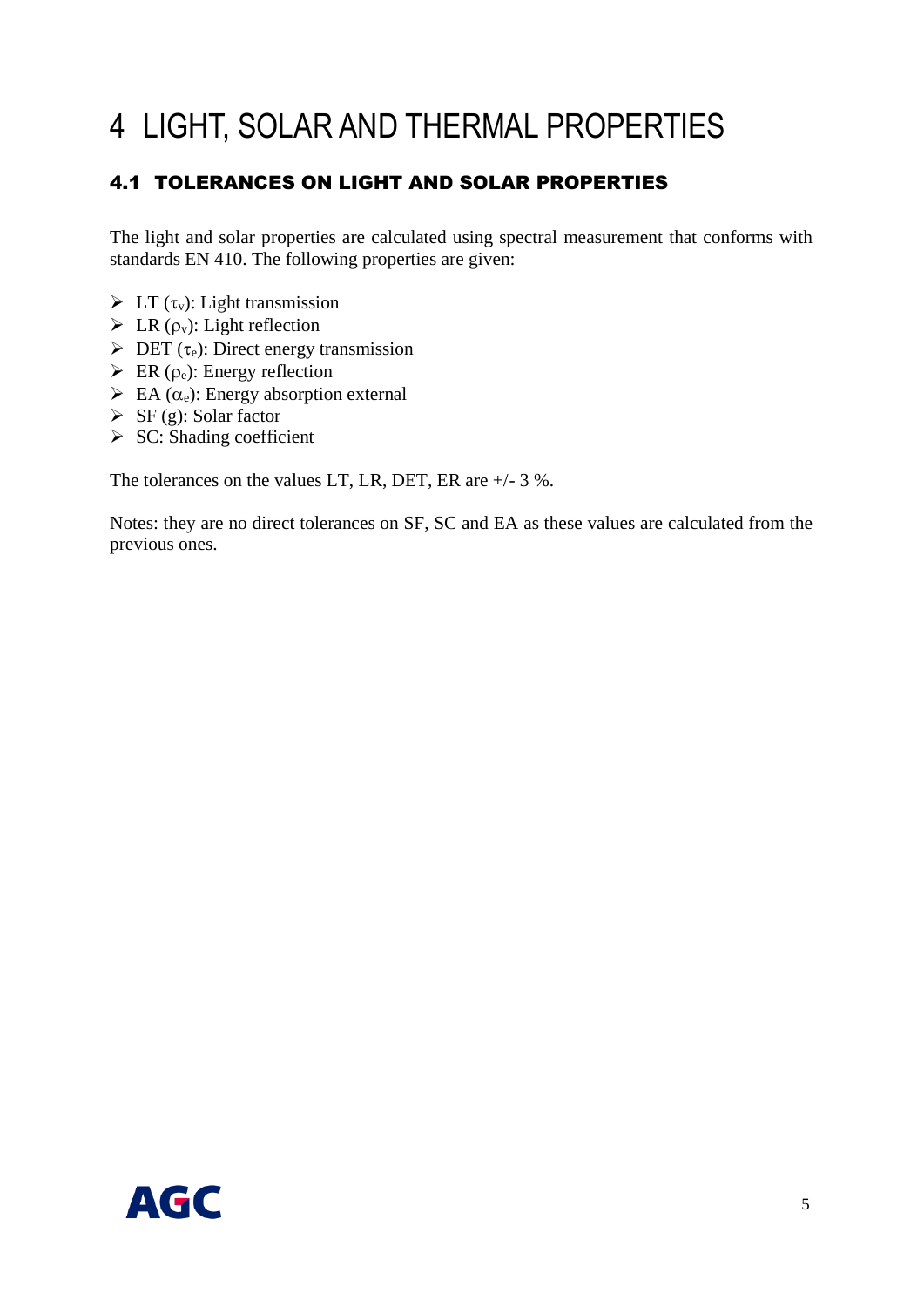# 4 LIGHT, SOLAR AND THERMAL PROPERTIES

## 4.1 TOLERANCES ON LIGHT AND SOLAR PROPERTIES

The light and solar properties are calculated using spectral measurement that conforms with standards EN 410. The following properties are given:

- LT ($\tau_v$): Light transmission
- LR ($\rho_v$): Light reflection
- DET ($\tau_e$): Direct energy transmission
- ER ($\rho_e$): Energy reflection
- EA ($\alpha_e$): Energy absorption external
- SF (g): Solar factor
- SC: Shading coefficient

The tolerances on the values LT, LR, DET, ER are +/- 3 %.

Notes: they are no direct tolerances on SF, SC and EA as these values are calculated from the previous ones.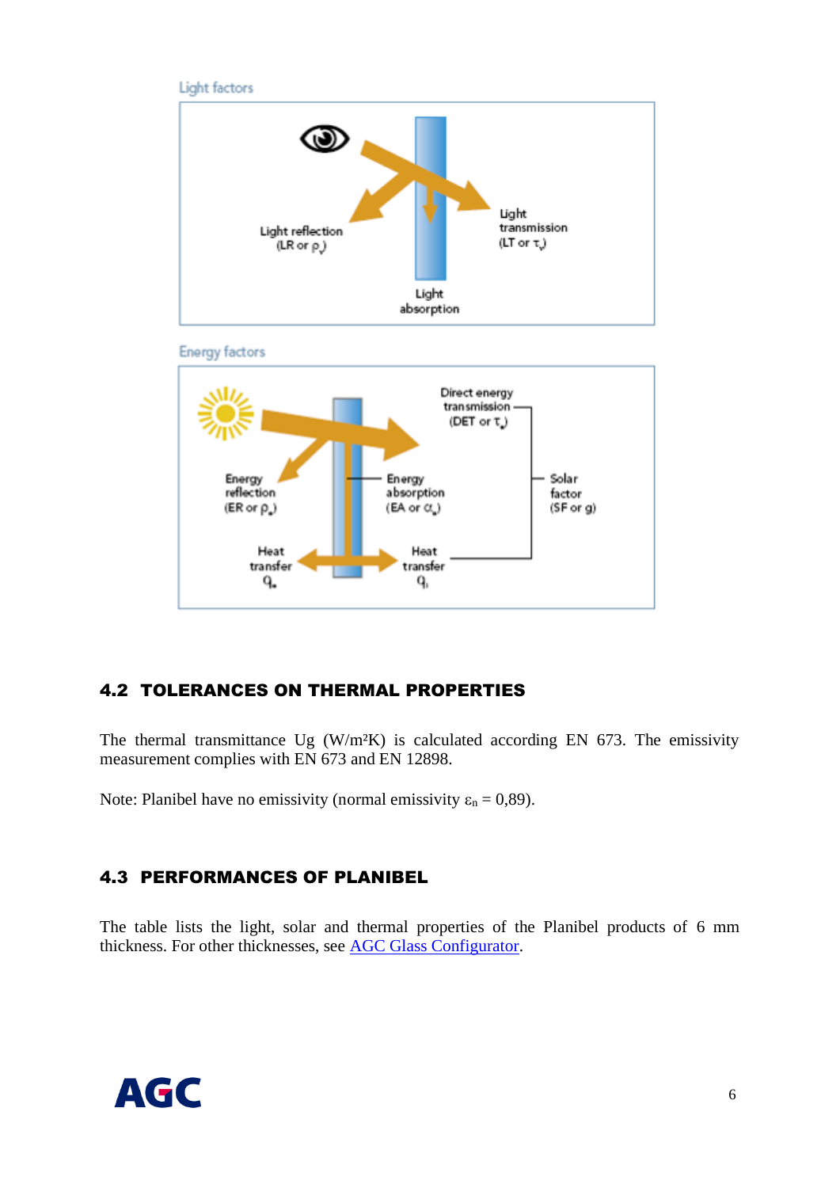Light factors

Light reflection (LR or $\rho_v$)

Light transmission (LT or $\tau_v$)

Light absorption

Energy factors

Direct energy transmission (DET or $\tau_e$)

Energy reflection (ER or $\rho_e$)

Energy absorption (EA or $\alpha_e$)

Solar factor (SF or g)

Heat transfer $q_e$

Heat transfer $q_i$

## 4.2 TOLERANCES ON THERMAL PROPERTIES

The thermal transmittance Ug (W/m²K) is calculated according EN 673. The emissivity measurement complies with EN 673 and EN 12898.

Note: Planibel have no emissivity (normal emissivity $\varepsilon_n = 0{,}89$).

## 4.3 PERFORMANCES OF PLANIBEL

The table lists the light, solar and thermal properties of the Planibel products of 6 mm thickness. For other thicknesses, see [AGC Glass Configurator](AGC Glass Configurator).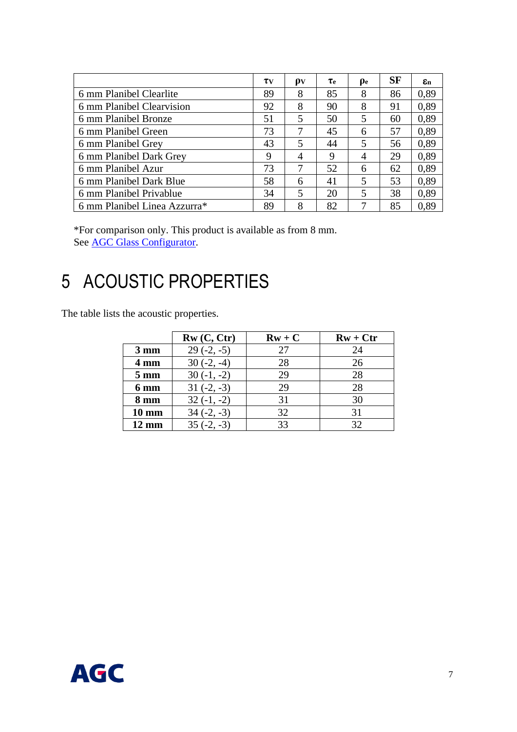| | $\tau_V$ | $\rho_V$ | $\tau_e$ | $\rho_e$ | SF | $\varepsilon_n$ |
|---|---|---|---|---|---|---|
| 6 mm Planibel Clearlite | 89 | 8 | 85 | 8 | 86 | 0,89 |
| 6 mm Planibel Clearvision | 92 | 8 | 90 | 8 | 91 | 0,89 |
| 6 mm Planibel Bronze | 51 | 5 | 50 | 5 | 60 | 0,89 |
| 6 mm Planibel Green | 73 | 7 | 45 | 6 | 57 | 0,89 |
| 6 mm Planibel Grey | 43 | 5 | 44 | 5 | 56 | 0,89 |
| 6 mm Planibel Dark Grey | 9 | 4 | 9 | 4 | 29 | 0,89 |
| 6 mm Planibel Azur | 73 | 7 | 52 | 6 | 62 | 0,89 |
| 6 mm Planibel Dark Blue | 58 | 6 | 41 | 5 | 53 | 0,89 |
| 6 mm Planibel Privablue | 34 | 5 | 20 | 5 | 38 | 0,89 |
| 6 mm Planibel Linea Azzurra* | 89 | 8 | 82 | 7 | 85 | 0,89 |

*For comparison only. This product is available as from 8 mm.
See AGC Glass Configurator.

# 5 ACOUSTIC PROPERTIES

The table lists the acoustic properties.

| | **Rw (C, Ctr)** | **Rw + C** | **Rw + Ctr** |
|---|---|---|---|
| **3 mm** | 29 (-2, -5) | 27 | 24 |
| **4 mm** | 30 (-2, -4) | 28 | 26 |
| **5 mm** | 30 (-1, -2) | 29 | 28 |
| **6 mm** | 31 (-2, -3) | 29 | 28 |
| **8 mm** | 32 (-1, -2) | 31 | 30 |
| **10 mm** | 34 (-2, -3) | 32 | 31 |
| **12 mm** | 35 (-2, -3) | 33 | 32 |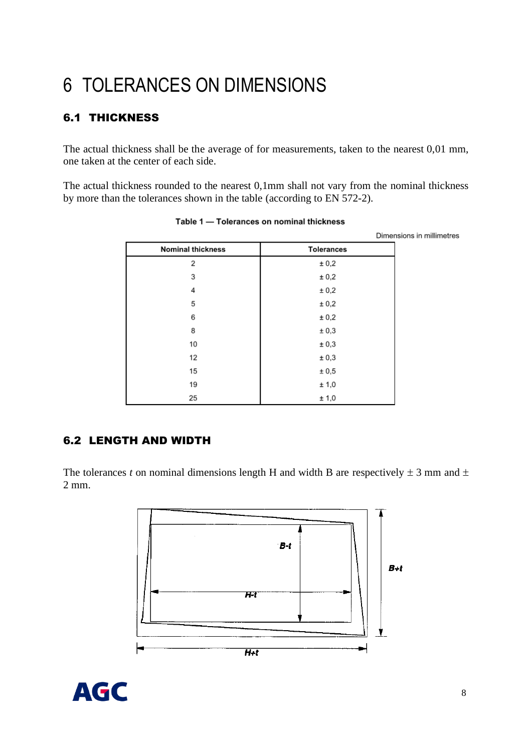# 6 TOLERANCES ON DIMENSIONS

## 6.1 THICKNESS

The actual thickness shall be the average of for measurements, taken to the nearest 0,01 mm, one taken at the center of each side.

The actual thickness rounded to the nearest 0,1mm shall not vary from the nominal thickness by more than the tolerances shown in the table (according to EN 572-2).

**Table 1 — Tolerances on nominal thickness**

Dimensions in millimetres

| Nominal thickness | Tolerances |
|---|---|
| 2 | ± 0,2 |
| 3 | ± 0,2 |
| 4 | ± 0,2 |
| 5 | ± 0,2 |
| 6 | ± 0,2 |
| 8 | ± 0,3 |
| 10 | ± 0,3 |
| 12 | ± 0,3 |
| 15 | ± 0,5 |
| 19 | ± 1,0 |
| 25 | ± 1,0 |

## 6.2 LENGTH AND WIDTH

The tolerances *t* on nominal dimensions length H and width B are respectively ± 3 mm and ± 2 mm.

B-t

H-t

B+t

H+t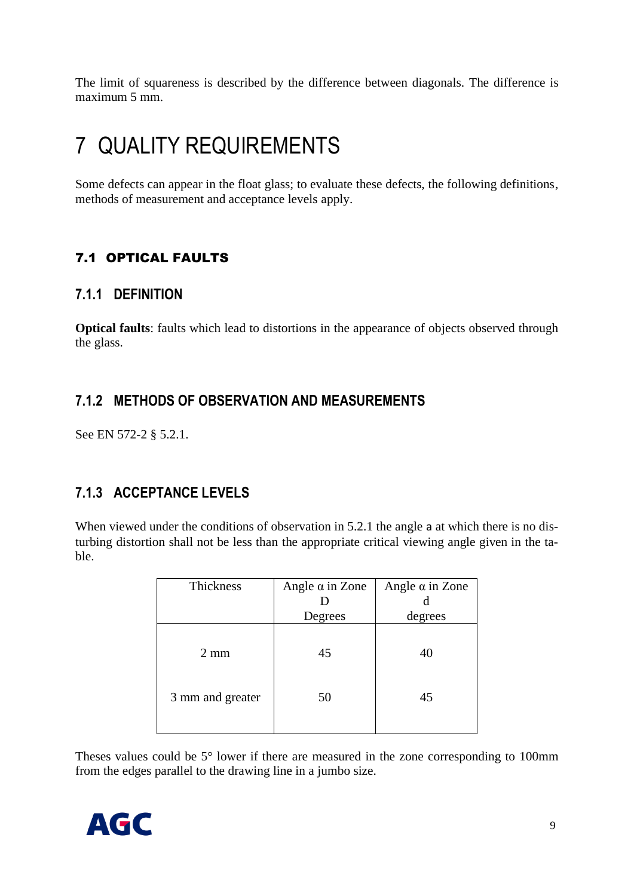The limit of squareness is described by the difference between diagonals. The difference is maximum 5 mm.

# 7 QUALITY REQUIREMENTS

Some defects can appear in the float glass; to evaluate these defects, the following definitions, methods of measurement and acceptance levels apply.

## 7.1 OPTICAL FAULTS

### 7.1.1 DEFINITION

**Optical faults**: faults which lead to distortions in the appearance of objects observed through the glass.

### 7.1.2 METHODS OF OBSERVATION AND MEASUREMENTS

See EN 572-2 § 5.2.1.

### 7.1.3 ACCEPTANCE LEVELS

When viewed under the conditions of observation in 5.2.1 the angle a at which there is no disturbing distortion shall not be less than the appropriate critical viewing angle given in the table.

| Thickness | Angle α in Zone D Degrees | Angle α in Zone d degrees |
|---|---|---|
| 2 mm | 45 | 40 |
| 3 mm and greater | 50 | 45 |

Theses values could be 5° lower if there are measured in the zone corresponding to 100mm from the edges parallel to the drawing line in a jumbo size.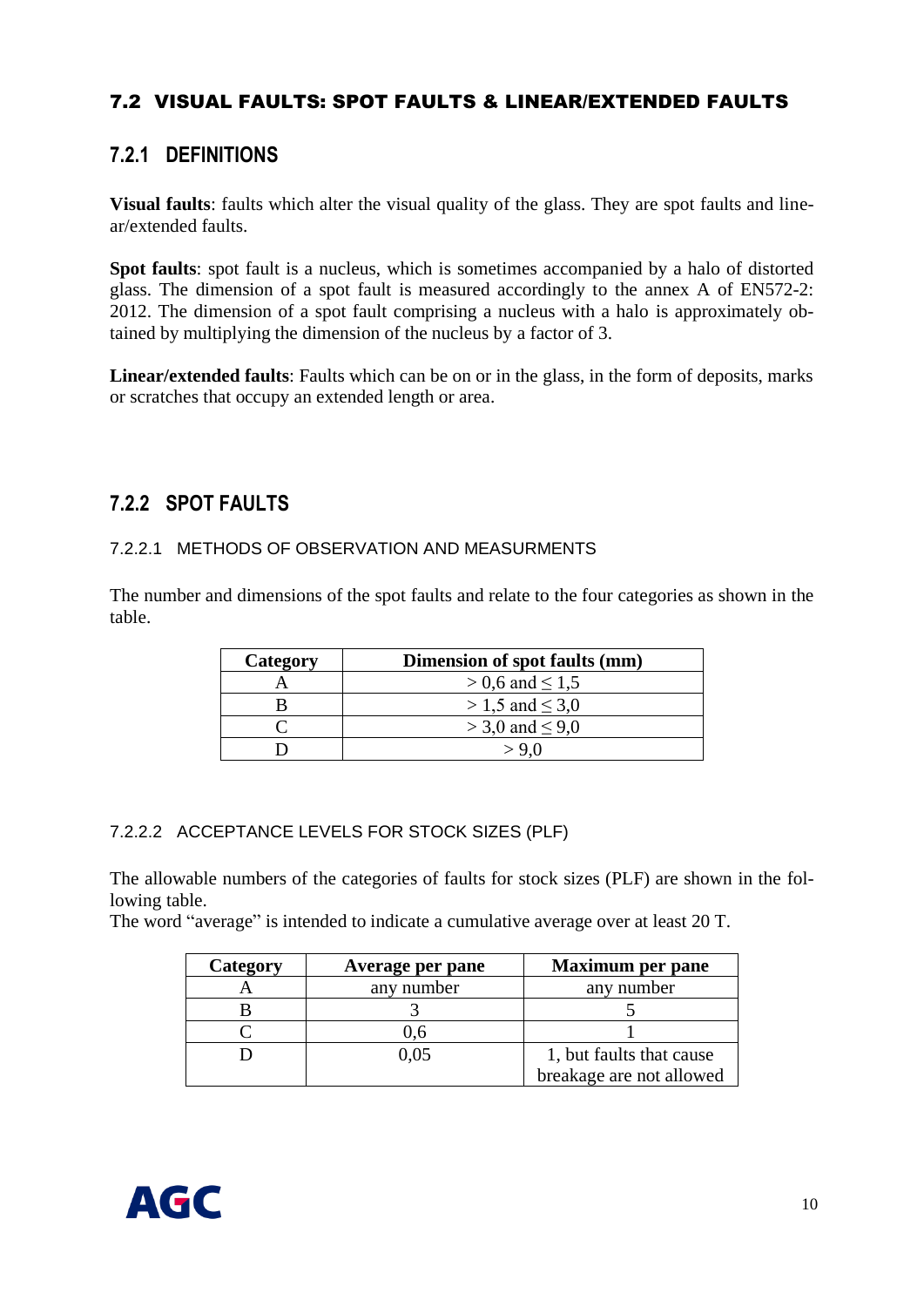## 7.2 VISUAL FAULTS: SPOT FAULTS & LINEAR/EXTENDED FAULTS

### 7.2.1 DEFINITIONS

**Visual faults**: faults which alter the visual quality of the glass. They are spot faults and linear/extended faults.

**Spot faults**: spot fault is a nucleus, which is sometimes accompanied by a halo of distorted glass. The dimension of a spot fault is measured accordingly to the annex A of EN572-2: 2012. The dimension of a spot fault comprising a nucleus with a halo is approximately obtained by multiplying the dimension of the nucleus by a factor of 3.

**Linear/extended faults**: Faults which can be on or in the glass, in the form of deposits, marks or scratches that occupy an extended length or area.

### 7.2.2 SPOT FAULTS

#### 7.2.2.1 METHODS OF OBSERVATION AND MEASURMENTS

The number and dimensions of the spot faults and relate to the four categories as shown in the table.

| Category | Dimension of spot faults (mm) |
|---|---|
| A | > 0,6 and ≤ 1,5 |
| B | > 1,5 and ≤ 3,0 |
| C | > 3,0 and ≤ 9,0 |
| D | > 9,0 |

#### 7.2.2.2 ACCEPTANCE LEVELS FOR STOCK SIZES (PLF)

The allowable numbers of the categories of faults for stock sizes (PLF) are shown in the following table.
The word "average" is intended to indicate a cumulative average over at least 20 T.

| Category | Average per pane | Maximum per pane |
|---|---|---|
| A | any number | any number |
| B | 3 | 5 |
| C | 0,6 | 1 |
| D | 0,05 | 1, but faults that cause breakage are not allowed |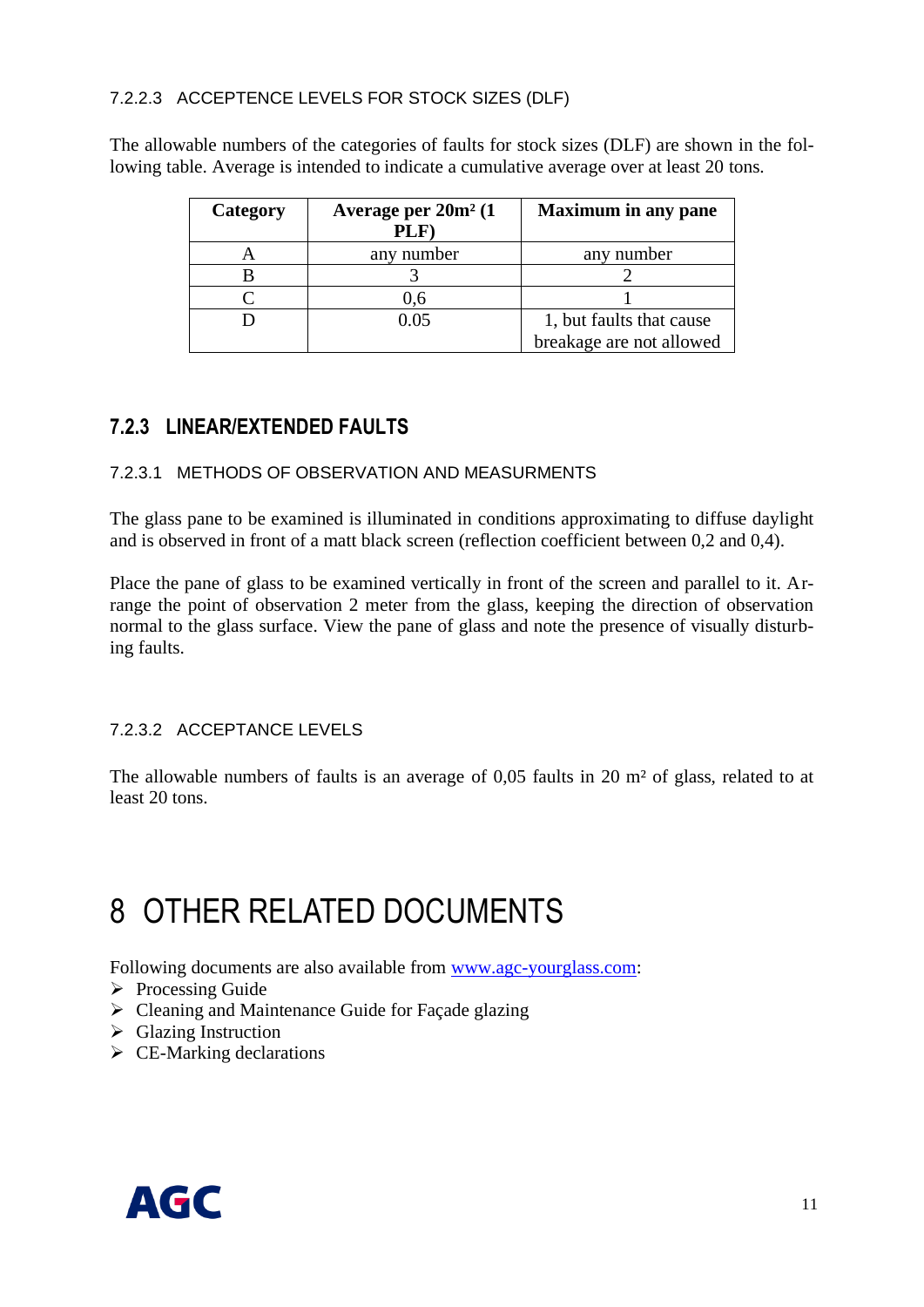#### 7.2.2.3 ACCEPTENCE LEVELS FOR STOCK SIZES (DLF)

The allowable numbers of the categories of faults for stock sizes (DLF) are shown in the following table. Average is intended to indicate a cumulative average over at least 20 tons.

| Category | Average per 20m² (1 PLF) | Maximum in any pane |
|---|---|---|
| A | any number | any number |
| B | 3 | 2 |
| C | 0,6 | 1 |
| D | 0.05 | 1, but faults that cause breakage are not allowed |

### 7.2.3 LINEAR/EXTENDED FAULTS

#### 7.2.3.1 METHODS OF OBSERVATION AND MEASURMENTS

The glass pane to be examined is illuminated in conditions approximating to diffuse daylight and is observed in front of a matt black screen (reflection coefficient between 0,2 and 0,4).

Place the pane of glass to be examined vertically in front of the screen and parallel to it. Arrange the point of observation 2 meter from the glass, keeping the direction of observation normal to the glass surface. View the pane of glass and note the presence of visually disturbing faults.

#### 7.2.3.2 ACCEPTANCE LEVELS

The allowable numbers of faults is an average of 0,05 faults in 20 m² of glass, related to at least 20 tons.

# 8 OTHER RELATED DOCUMENTS

Following documents are also available from www.agc-yourglass.com:

- Processing Guide
- Cleaning and Maintenance Guide for Façade glazing
- Glazing Instruction
- CE-Marking declarations